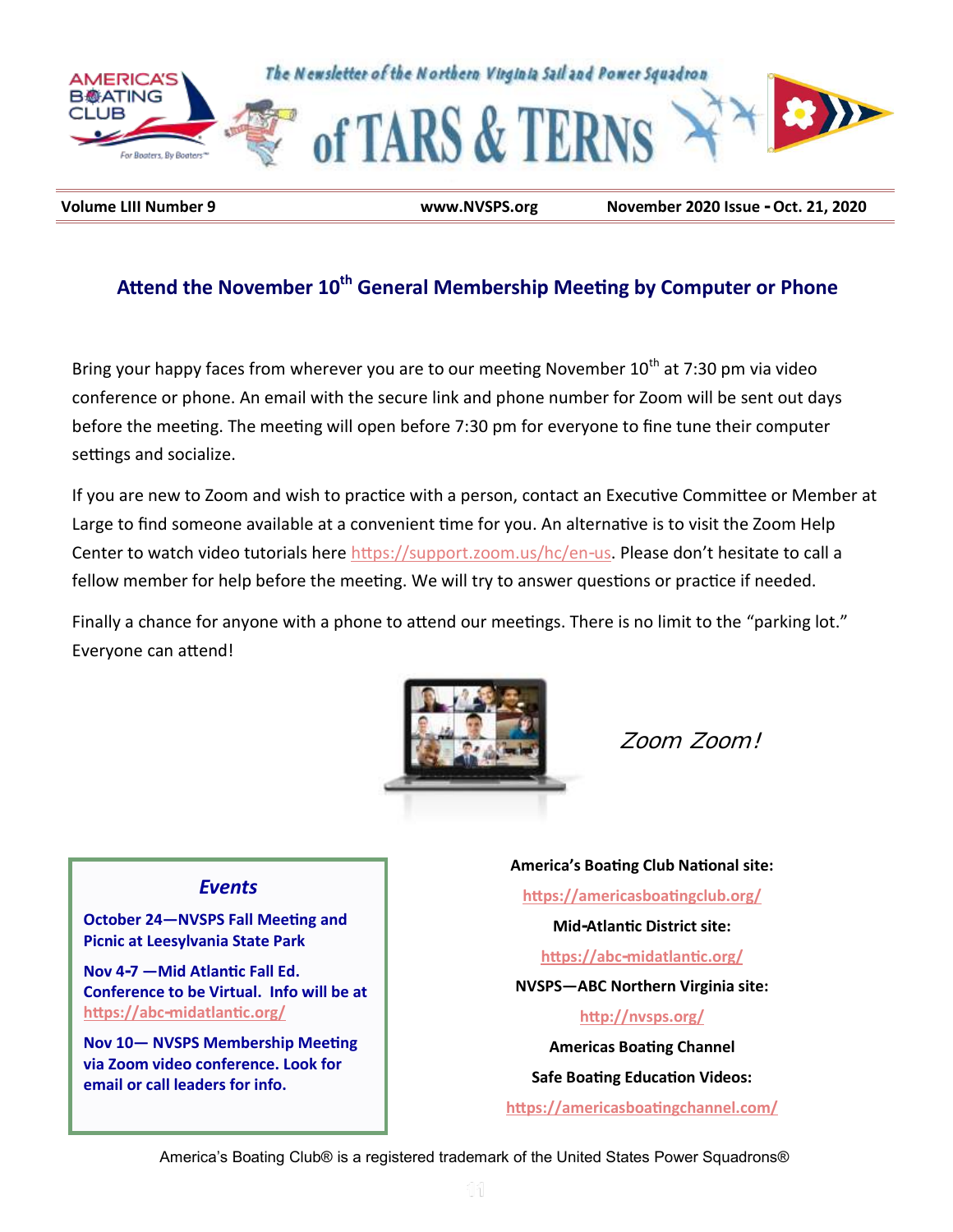# of TARS & TERNS

The Newsletter of the Northern Virginia Sail and Power Squadron

**Volume LIII Number 9** | **www.NVSPS.org** | **November 2020 Issue - Oct. 21, 2020**

## Attend the November 10th General Membership Meeting by Computer or Phone

Bring your happy faces from wherever you are to our meeting November 10th at 7:30 pm via video conference or phone. An email with the secure link and phone number for Zoom will be sent out days before the meeting. The meeting will open before 7:30 pm for everyone to fine tune their computer settings and socialize.

If you are new to Zoom and wish to practice with a person, contact an Executive Committee or Member at Large to find someone available at a convenient time for you. An alternative is to visit the Zoom Help Center to watch video tutorials here https://support.zoom.us/hc/en-us. Please don't hesitate to call a fellow member for help before the meeting. We will try to answer questions or practice if needed.

Finally a chance for anyone with a phone to attend our meetings. There is no limit to the "parking lot." Everyone can attend!

*Zoom Zoom!*

### *Events*

**October 24—NVSPS Fall Meeting and Picnic at Leesylvania State Park**

**Nov 4-7 —Mid Atlantic Fall Ed. Conference to be Virtual. Info will be at https://abc-midatlantic.org/**

**Nov 10— NVSPS Membership Meeting via Zoom video conference. Look for email or call leaders for info.**

**America's Boating Club National site:**

https://americasboatingclub.org/

**Mid-Atlantic District site:**

https://abc-midatlantic.org/

**NVSPS—ABC Northern Virginia site:**

http://nvsps.org/

**Americas Boating Channel**

**Safe Boating Education Videos:**

https://americasboatingchannel.com/

America's Boating Club® is a registered trademark of the United States Power Squadrons®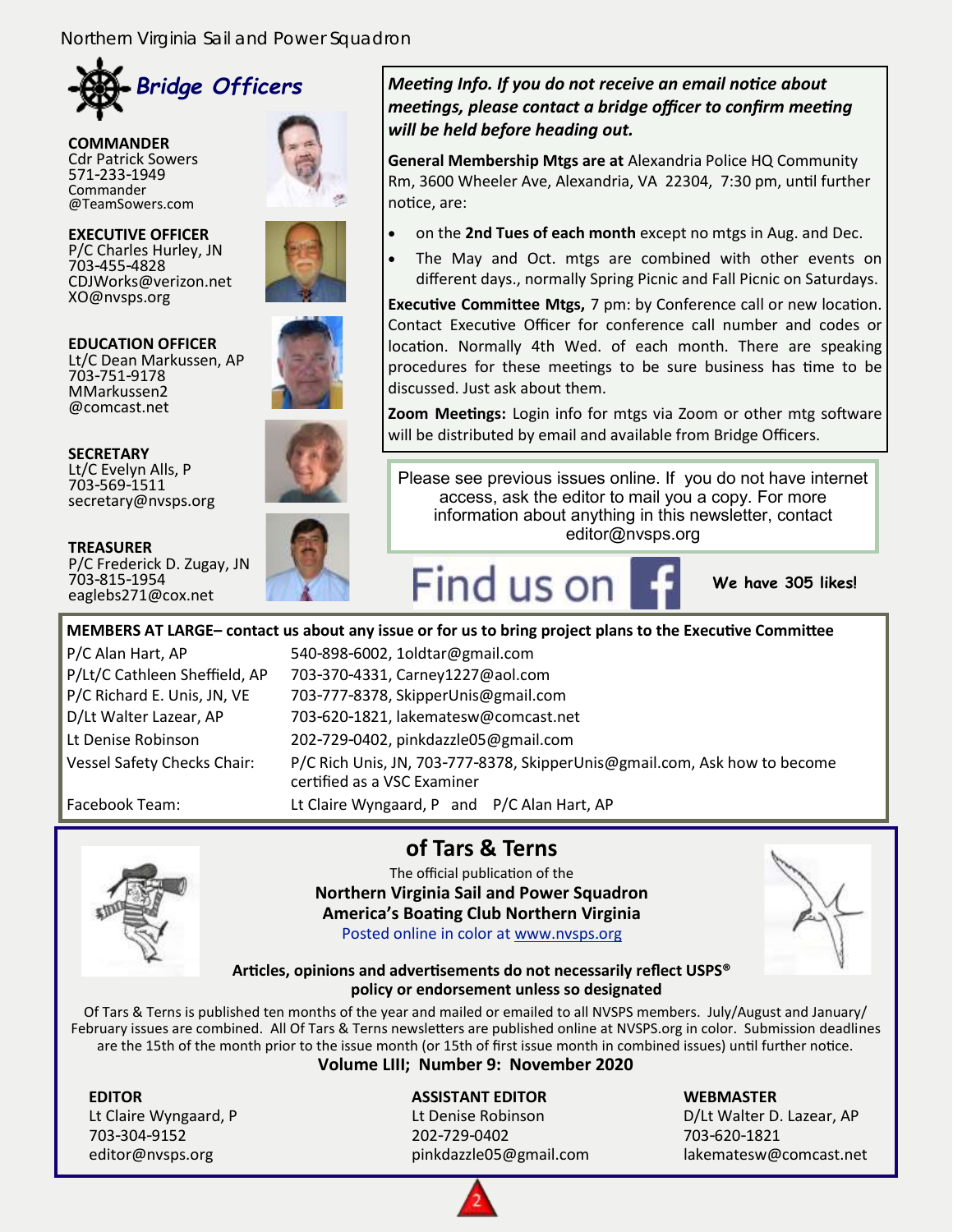## Bridge Officers

**COMMANDER**
Cdr Patrick Sowers
571-233-1949
Commander
@TeamSowers.com

**EXECUTIVE OFFICER**
P/C Charles Hurley, JN
703-455-4828
CDJWorks@verizon.net
XO@nvsps.org

**EDUCATION OFFICER**
Lt/C Dean Markussen, AP
703-751-9178
MMarkussen2
@comcast.net

**SECRETARY**
Lt/C Evelyn Alls, P
703-569-1511
secretary@nvsps.org

**TREASURER**
P/C Frederick D. Zugay, JN
703-815-1954
eaglebs271@cox.net

***Meeting Info. If you do not receive an email notice about meetings, please contact a bridge officer to confirm meeting will be held before heading out.***

**General Membership Mtgs are at** Alexandria Police HQ Community Rm, 3600 Wheeler Ave, Alexandria, VA 22304, 7:30 pm, until further notice, are:

- on the **2nd Tues of each month** except no mtgs in Aug. and Dec.
- The May and Oct. mtgs are combined with other events on different days., normally Spring Picnic and Fall Picnic on Saturdays.

**Executive Committee Mtgs,** 7 pm: by Conference call or new location. Contact Executive Officer for conference call number and codes or location. Normally 4th Wed. of each month. There are speaking procedures for these meetings to be sure business has time to be discussed. Just ask about them.

**Zoom Meetings:** Login info for mtgs via Zoom or other mtg software will be distributed by email and available from Bridge Officers.

Please see previous issues online. If you do not have internet access, ask the editor to mail you a copy. For more information about anything in this newsletter, contact editor@nvsps.org

Find us on Facebook — **We have 305 likes!**

**MEMBERS AT LARGE– contact us about any issue or for us to bring project plans to the Executive Committee**

| | |
|---|---|
| P/C Alan Hart, AP | 540-898-6002, 1oldtar@gmail.com |
| P/Lt/C Cathleen Sheffield, AP | 703-370-4331, Carney1227@aol.com |
| P/C Richard E. Unis, JN, VE | 703-777-8378, SkipperUnis@gmail.com |
| D/Lt Walter Lazear, AP | 703-620-1821, lakematesw@comcast.net |
| Lt Denise Robinson | 202-729-0402, pinkdazzle05@gmail.com |
| Vessel Safety Checks Chair: | P/C Rich Unis, JN, 703-777-8378, SkipperUnis@gmail.com, Ask how to become certified as a VSC Examiner |
| Facebook Team: | Lt Claire Wyngaard, P and P/C Alan Hart, AP |

## of Tars & Terns

The official publication of the
**Northern Virginia Sail and Power Squadron**
**America's Boating Club Northern Virginia**
Posted online in color at www.nvsps.org

**Articles, opinions and advertisements do not necessarily reflect USPS® policy or endorsement unless so designated**

Of Tars & Terns is published ten months of the year and mailed or emailed to all NVSPS members. July/August and January/February issues are combined. All Of Tars & Terns newsletters are published online at NVSPS.org in color. Submission deadlines are the 15th of the month prior to the issue month (or 15th of first issue month in combined issues) until further notice.

**Volume LIII; Number 9: November 2020**

**EDITOR**
Lt Claire Wyngaard, P
703-304-9152
editor@nvsps.org

**ASSISTANT EDITOR**
Lt Denise Robinson
202-729-0402
pinkdazzle05@gmail.com

**WEBMASTER**
D/Lt Walter D. Lazear, AP
703-620-1821
lakematesw@comcast.net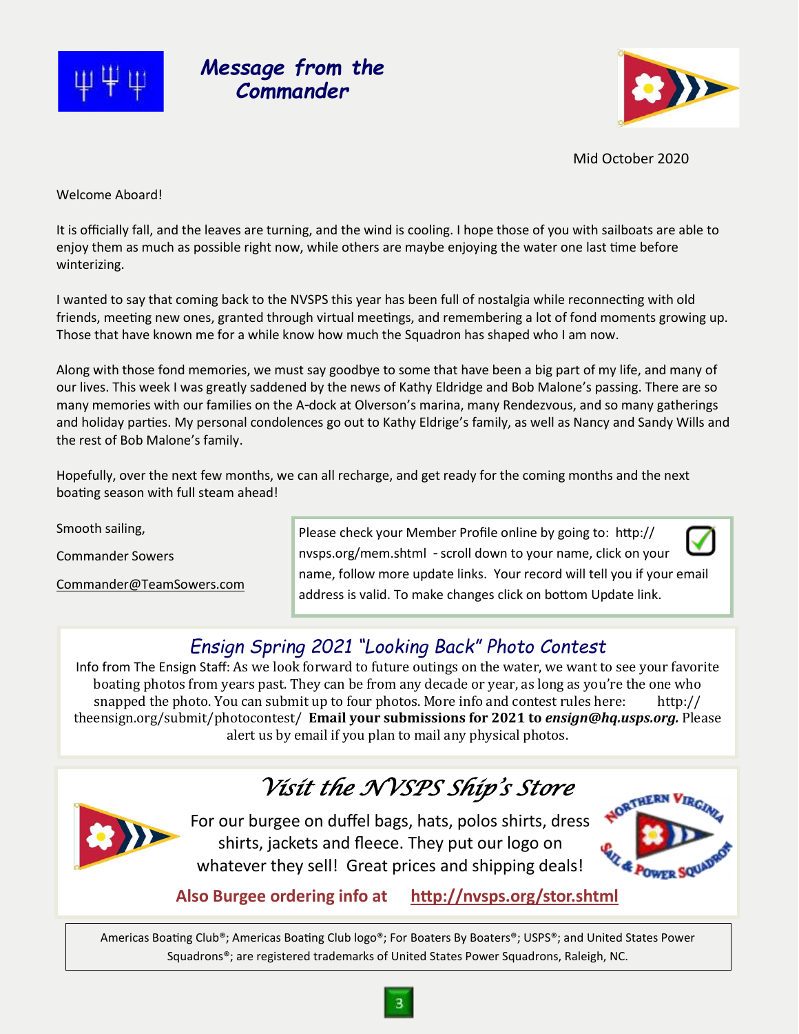# Message from the Commander

Mid October 2020

Welcome Aboard!

It is officially fall, and the leaves are turning, and the wind is cooling. I hope those of you with sailboats are able to enjoy them as much as possible right now, while others are maybe enjoying the water one last time before winterizing.

I wanted to say that coming back to the NVSPS this year has been full of nostalgia while reconnecting with old friends, meeting new ones, granted through virtual meetings, and remembering a lot of fond moments growing up. Those that have known me for a while know how much the Squadron has shaped who I am now.

Along with those fond memories, we must say goodbye to some that have been a big part of my life, and many of our lives. This week I was greatly saddened by the news of Kathy Eldridge and Bob Malone's passing. There are so many memories with our families on the A-dock at Olverson's marina, many Rendezvous, and so many gatherings and holiday parties. My personal condolences go out to Kathy Eldrige's family, as well as Nancy and Sandy Wills and the rest of Bob Malone's family.

Hopefully, over the next few months, we can all recharge, and get ready for the coming months and the next boating season with full steam ahead!

Smooth sailing,

Commander Sowers

Commander@TeamSowers.com

Please check your Member Profile online by going to: http://nvsps.org/mem.shtml - scroll down to your name, click on your name, follow more update links. Your record will tell you if your email address is valid. To make changes click on bottom Update link.

## *Ensign Spring 2021 "Looking Back" Photo Contest*

Info from The Ensign Staff: As we look forward to future outings on the water, we want to see your favorite boating photos from years past. They can be from any decade or year, as long as you're the one who snapped the photo. You can submit up to four photos. More info and contest rules here: http://theensign.org/submit/photocontest/ **Email your submissions for 2021 to *ensign@hq.usps.org.*** Please alert us by email if you plan to mail any physical photos.

## *Visit the NVSPS Ship's Store*

For our burgee on duffel bags, hats, polos shirts, dress shirts, jackets and fleece. They put our logo on whatever they sell! Great prices and shipping deals!

**Also Burgee ordering info at http://nvsps.org/stor.shtml**

Americas Boating Club®; Americas Boating Club logo®; For Boaters By Boaters®; USPS®; and United States Power Squadrons®; are registered trademarks of United States Power Squadrons, Raleigh, NC.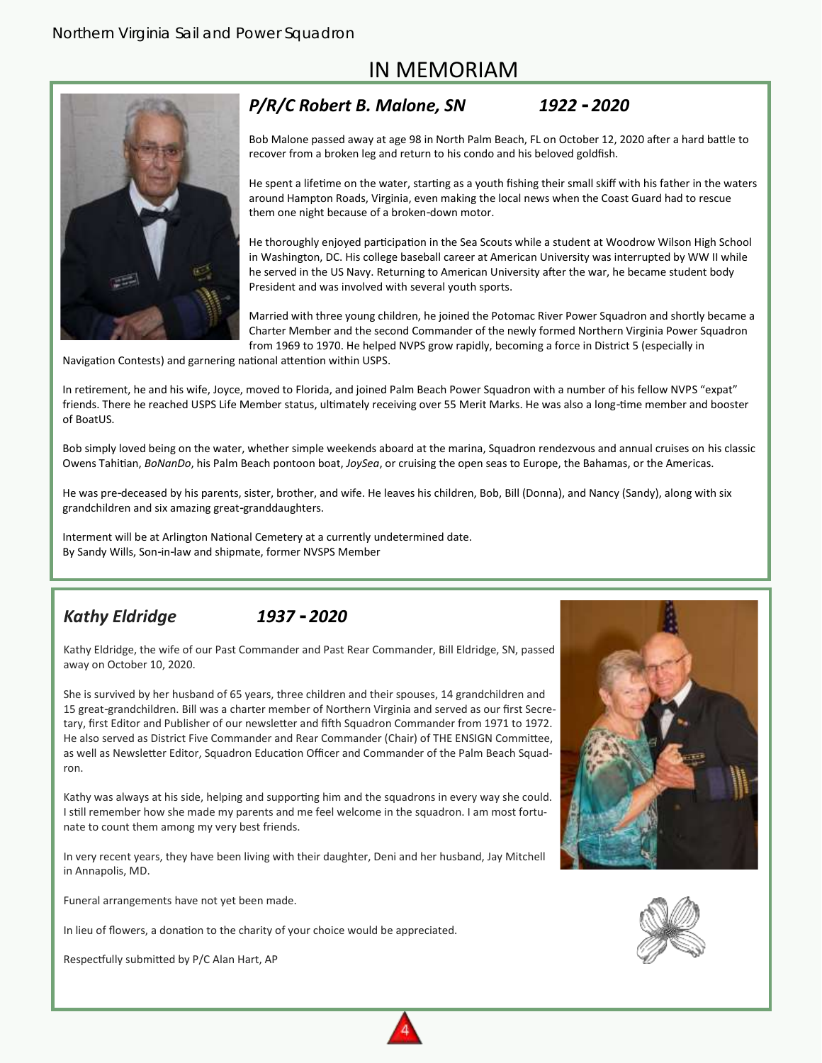# IN MEMORIAM

## *P/R/C Robert B. Malone, SN* *1922 - 2020*

Bob Malone passed away at age 98 in North Palm Beach, FL on October 12, 2020 after a hard battle to recover from a broken leg and return to his condo and his beloved goldfish.

He spent a lifetime on the water, starting as a youth fishing their small skiff with his father in the waters around Hampton Roads, Virginia, even making the local news when the Coast Guard had to rescue them one night because of a broken-down motor.

He thoroughly enjoyed participation in the Sea Scouts while a student at Woodrow Wilson High School in Washington, DC. His college baseball career at American University was interrupted by WW II while he served in the US Navy. Returning to American University after the war, he became student body President and was involved with several youth sports.

Married with three young children, he joined the Potomac River Power Squadron and shortly became a Charter Member and the second Commander of the newly formed Northern Virginia Power Squadron from 1969 to 1970. He helped NVPS grow rapidly, becoming a force in District 5 (especially in Navigation Contests) and garnering national attention within USPS.

In retirement, he and his wife, Joyce, moved to Florida, and joined Palm Beach Power Squadron with a number of his fellow NVPS "expat" friends. There he reached USPS Life Member status, ultimately receiving over 55 Merit Marks. He was also a long-time member and booster of BoatUS.

Bob simply loved being on the water, whether simple weekends aboard at the marina, Squadron rendezvous and annual cruises on his classic Owens Tahitian, *BoNanDo*, his Palm Beach pontoon boat, *JoySea*, or cruising the open seas to Europe, the Bahamas, or the Americas.

He was pre-deceased by his parents, sister, brother, and wife. He leaves his children, Bob, Bill (Donna), and Nancy (Sandy), along with six grandchildren and six amazing great-granddaughters.

Interment will be at Arlington National Cemetery at a currently undetermined date.
By Sandy Wills, Son-in-law and shipmate, former NVSPS Member

## *Kathy Eldridge* *1937 - 2020*

Kathy Eldridge, the wife of our Past Commander and Past Rear Commander, Bill Eldridge, SN, passed away on October 10, 2020.

She is survived by her husband of 65 years, three children and their spouses, 14 grandchildren and 15 great-grandchildren. Bill was a charter member of Northern Virginia and served as our first Secretary, first Editor and Publisher of our newsletter and fifth Squadron Commander from 1971 to 1972. He also served as District Five Commander and Rear Commander (Chair) of THE ENSIGN Committee, as well as Newsletter Editor, Squadron Education Officer and Commander of the Palm Beach Squadron.

Kathy was always at his side, helping and supporting him and the squadrons in every way she could. I still remember how she made my parents and me feel welcome in the squadron. I am most fortunate to count them among my very best friends.

In very recent years, they have been living with their daughter, Deni and her husband, Jay Mitchell in Annapolis, MD.

Funeral arrangements have not yet been made.

In lieu of flowers, a donation to the charity of your choice would be appreciated.

Respectfully submitted by P/C Alan Hart, AP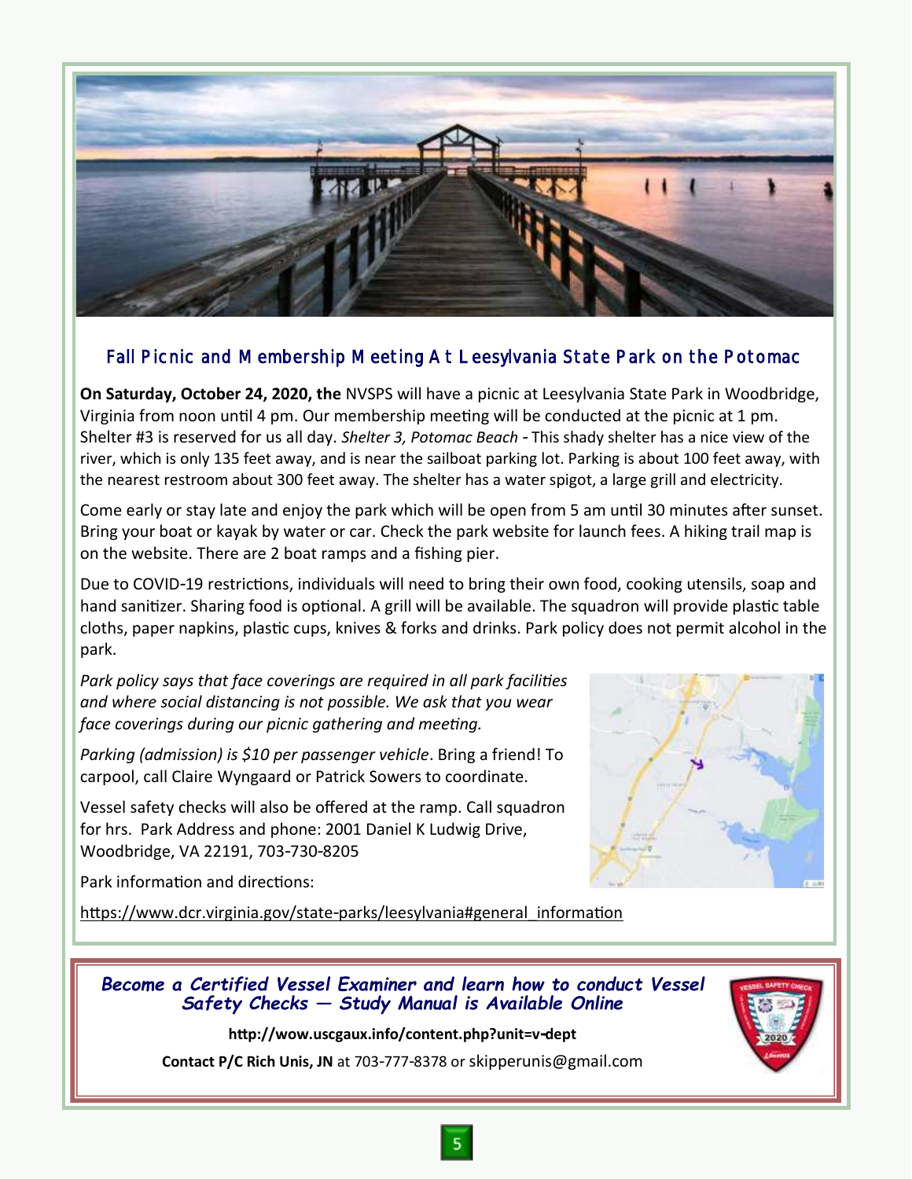## Fall Picnic and Membership Meeting At Leesylvania State Park on the Potomac

**On Saturday, October 24, 2020, the** NVSPS will have a picnic at Leesylvania State Park in Woodbridge, Virginia from noon until 4 pm. Our membership meeting will be conducted at the picnic at 1 pm. Shelter #3 is reserved for us all day. *Shelter 3, Potomac Beach* - This shady shelter has a nice view of the river, which is only 135 feet away, and is near the sailboat parking lot. Parking is about 100 feet away, with the nearest restroom about 300 feet away. The shelter has a water spigot, a large grill and electricity.

Come early or stay late and enjoy the park which will be open from 5 am until 30 minutes after sunset. Bring your boat or kayak by water or car. Check the park website for launch fees. A hiking trail map is on the website. There are 2 boat ramps and a fishing pier.

Due to COVID-19 restrictions, individuals will need to bring their own food, cooking utensils, soap and hand sanitizer. Sharing food is optional. A grill will be available. The squadron will provide plastic table cloths, paper napkins, plastic cups, knives & forks and drinks. Park policy does not permit alcohol in the park.

*Park policy says that face coverings are required in all park facilities and where social distancing is not possible. We ask that you wear face coverings during our picnic gathering and meeting.*

*Parking (admission) is $10 per passenger vehicle*. Bring a friend! To carpool, call Claire Wyngaard or Patrick Sowers to coordinate.

Vessel safety checks will also be offered at the ramp. Call squadron for hrs. Park Address and phone: 2001 Daniel K Ludwig Drive, Woodbridge, VA 22191, 703-730-8205

Park information and directions:

https://www.dcr.virginia.gov/state-parks/leesylvania#general_information

### *Become a Certified Vessel Examiner and learn how to conduct Vessel Safety Checks — Study Manual is Available Online*

**http://wow.uscgaux.info/content.php?unit=v-dept**

**Contact P/C Rich Unis, JN** at 703-777-8378 or skipperunis@gmail.com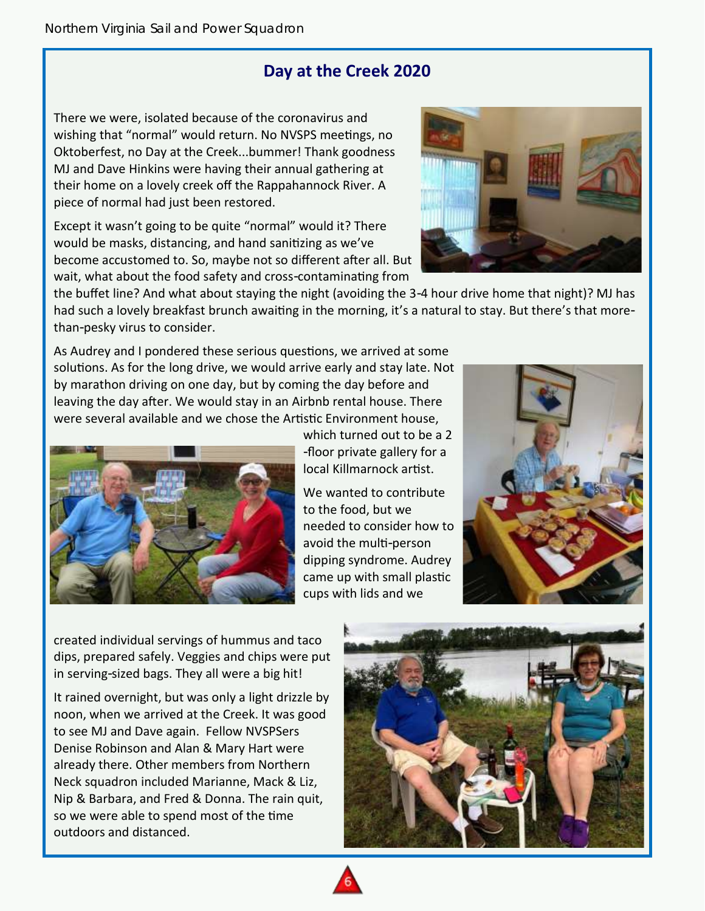## Day at the Creek 2020

There we were, isolated because of the coronavirus and wishing that "normal" would return. No NVSPS meetings, no Oktoberfest, no Day at the Creek...bummer! Thank goodness MJ and Dave Hinkins were having their annual gathering at their home on a lovely creek off the Rappahannock River. A piece of normal had just been restored.

Except it wasn't going to be quite "normal" would it? There would be masks, distancing, and hand sanitizing as we've become accustomed to. So, maybe not so different after all. But wait, what about the food safety and cross-contaminating from the buffet line? And what about staying the night (avoiding the 3-4 hour drive home that night)? MJ has had such a lovely breakfast brunch awaiting in the morning, it's a natural to stay. But there's that more-than-pesky virus to consider.

As Audrey and I pondered these serious questions, we arrived at some solutions. As for the long drive, we would arrive early and stay late. Not by marathon driving on one day, but by coming the day before and leaving the day after. We would stay in an Airbnb rental house. There were several available and we chose the Artistic Environment house, which turned out to be a 2-floor private gallery for a local Killmarnock artist.

We wanted to contribute to the food, but we needed to consider how to avoid the multi-person dipping syndrome. Audrey came up with small plastic cups with lids and we created individual servings of hummus and taco dips, prepared safely. Veggies and chips were put in serving-sized bags. They all were a big hit!

It rained overnight, but was only a light drizzle by noon, when we arrived at the Creek. It was good to see MJ and Dave again. Fellow NVSPSers Denise Robinson and Alan & Mary Hart were already there. Other members from Northern Neck squadron included Marianne, Mack & Liz, Nip & Barbara, and Fred & Donna. The rain quit, so we were able to spend most of the time outdoors and distanced.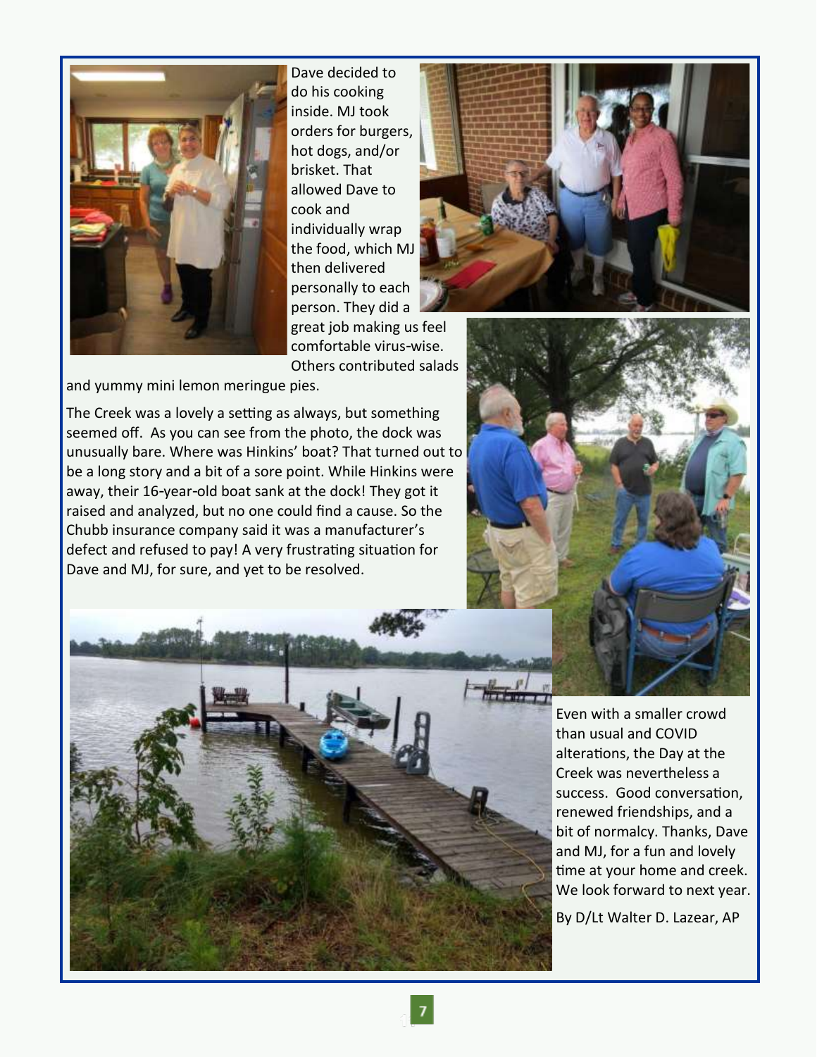Dave decided to do his cooking inside. MJ took orders for burgers, hot dogs, and/or brisket. That allowed Dave to cook and individually wrap the food, which MJ then delivered personally to each person. They did a great job making us feel comfortable virus-wise. Others contributed salads and yummy mini lemon meringue pies.

The Creek was a lovely a setting as always, but something seemed off. As you can see from the photo, the dock was unusually bare. Where was Hinkins' boat? That turned out to be a long story and a bit of a sore point. While Hinkins were away, their 16-year-old boat sank at the dock! They got it raised and analyzed, but no one could find a cause. So the Chubb insurance company said it was a manufacturer's defect and refused to pay! A very frustrating situation for Dave and MJ, for sure, and yet to be resolved.

Even with a smaller crowd than usual and COVID alterations, the Day at the Creek was nevertheless a success. Good conversation, renewed friendships, and a bit of normalcy. Thanks, Dave and MJ, for a fun and lovely time at your home and creek. We look forward to next year.

By D/Lt Walter D. Lazear, AP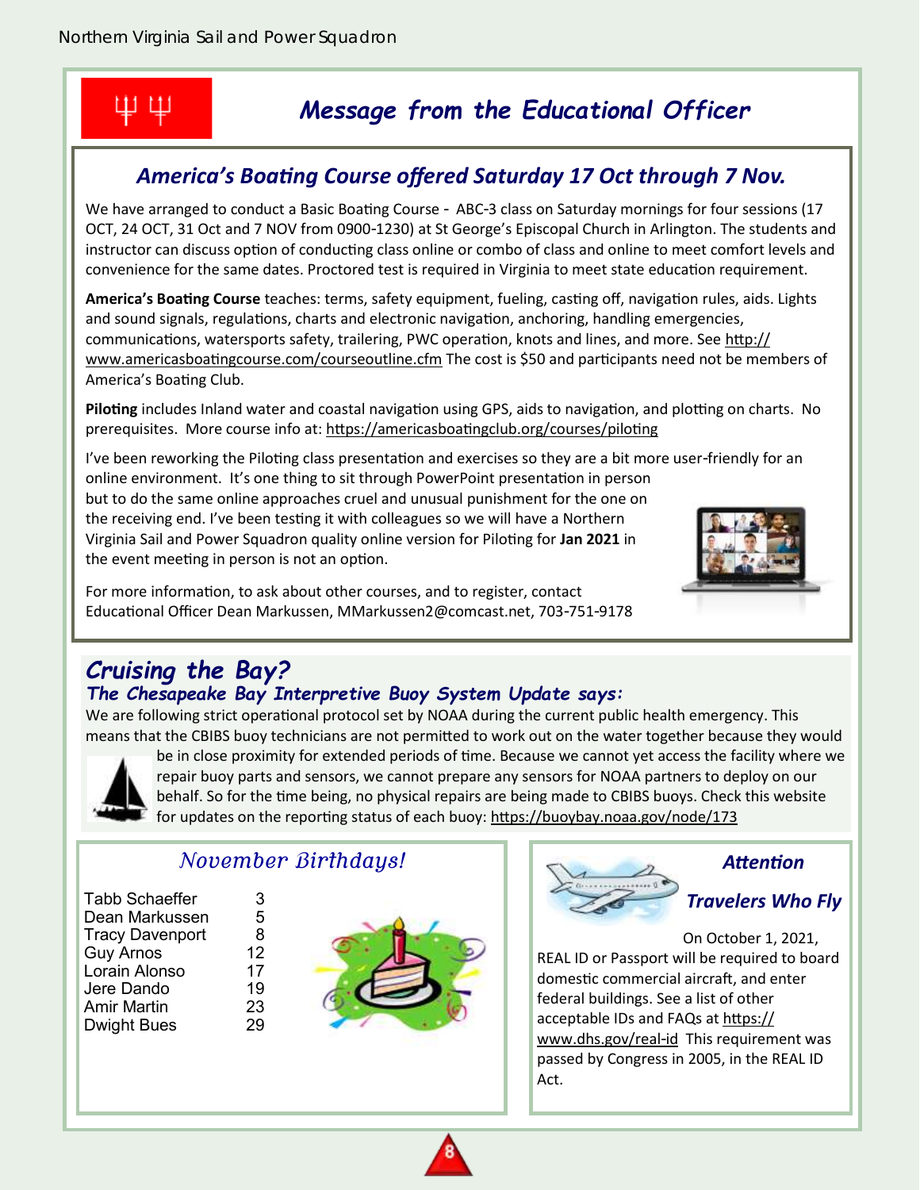# Message from the Educational Officer

## America's Boating Course offered Saturday 17 Oct through 7 Nov.

We have arranged to conduct a Basic Boating Course - ABC-3 class on Saturday mornings for four sessions (17 OCT, 24 OCT, 31 Oct and 7 NOV from 0900-1230) at St George's Episcopal Church in Arlington. The students and instructor can discuss option of conducting class online or combo of class and online to meet comfort levels and convenience for the same dates. Proctored test is required in Virginia to meet state education requirement.

**America's Boating Course** teaches: terms, safety equipment, fueling, casting off, navigation rules, aids. Lights and sound signals, regulations, charts and electronic navigation, anchoring, handling emergencies, communications, watersports safety, trailering, PWC operation, knots and lines, and more. See http://www.americasboatingcourse.com/courseoutline.cfm The cost is $50 and participants need not be members of America's Boating Club.

**Piloting** includes Inland water and coastal navigation using GPS, aids to navigation, and plotting on charts. No prerequisites. More course info at: https://americasboatingclub.org/courses/piloting

I've been reworking the Piloting class presentation and exercises so they are a bit more user-friendly for an online environment. It's one thing to sit through PowerPoint presentation in person but to do the same online approaches cruel and unusual punishment for the one on the receiving end. I've been testing it with colleagues so we will have a Northern Virginia Sail and Power Squadron quality online version for Piloting for **Jan 2021** in the event meeting in person is not an option.

For more information, to ask about other courses, and to register, contact Educational Officer Dean Markussen, MMarkussen2@comcast.net, 703-751-9178

## Cruising the Bay?

### The Chesapeake Bay Interpretive Buoy System Update says:

We are following strict operational protocol set by NOAA during the current public health emergency. This means that the CBIBS buoy technicians are not permitted to work out on the water together because they would be in close proximity for extended periods of time. Because we cannot yet access the facility where we repair buoy parts and sensors, we cannot prepare any sensors for NOAA partners to deploy on our behalf. So for the time being, no physical repairs are being made to CBIBS buoys. Check this website for updates on the reporting status of each buoy: https://buoybay.noaa.gov/node/173

## November Birthdays!

| Name | Day |
|---|---|
| Tabb Schaeffer | 3 |
| Dean Markussen | 5 |
| Tracy Davenport | 8 |
| Guy Arnos | 12 |
| Lorain Alonso | 17 |
| Jere Dando | 19 |
| Amir Martin | 23 |
| Dwight Bues | 29 |

## Attention Travelers Who Fly

On October 1, 2021, REAL ID or Passport will be required to board domestic commercial aircraft, and enter federal buildings. See a list of other acceptable IDs and FAQs at https://www.dhs.gov/real-id This requirement was passed by Congress in 2005, in the REAL ID Act.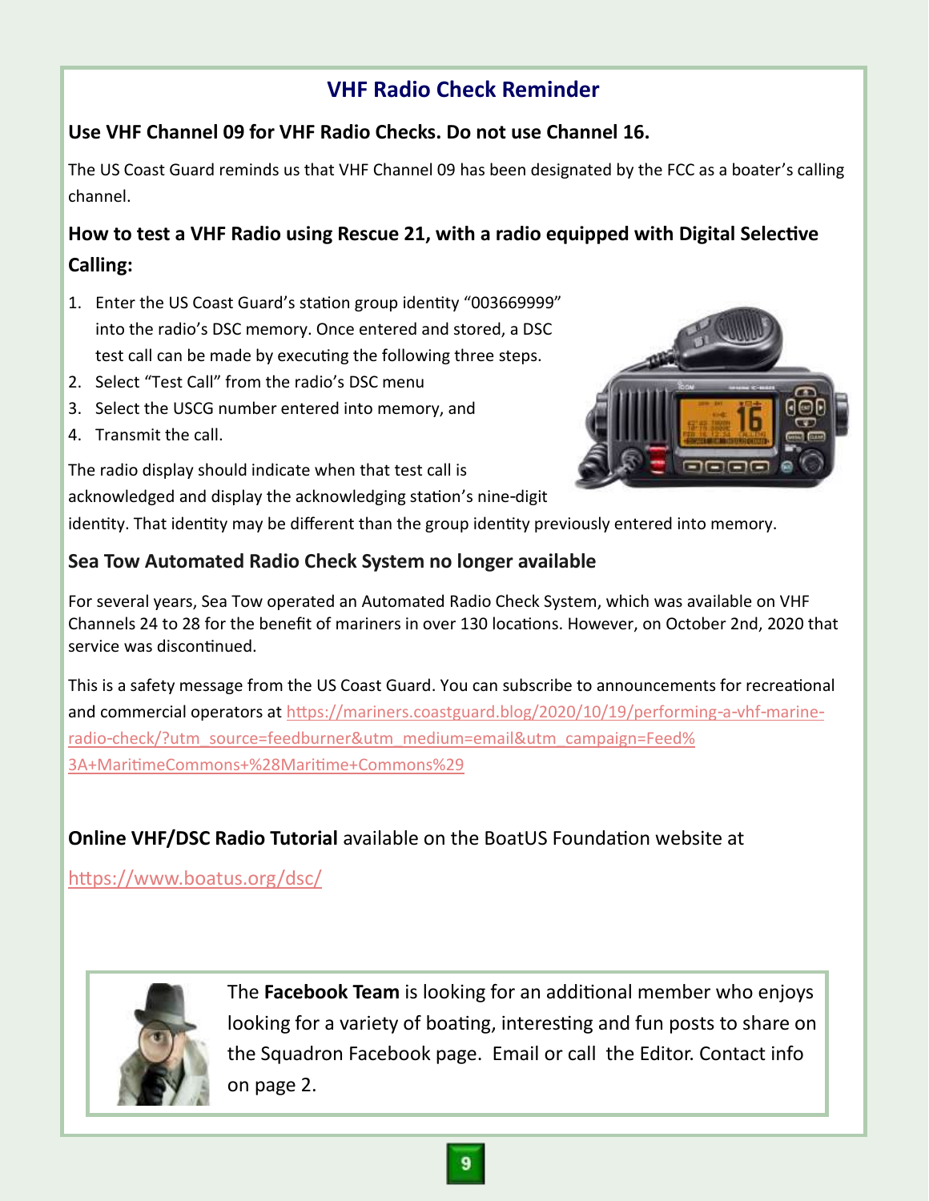## VHF Radio Check Reminder

**Use VHF Channel 09 for VHF Radio Checks. Do not use Channel 16.**

The US Coast Guard reminds us that VHF Channel 09 has been designated by the FCC as a boater's calling channel.

### How to test a VHF Radio using Rescue 21, with a radio equipped with Digital Selective Calling:

1. Enter the US Coast Guard's station group identity "003669999" into the radio's DSC memory. Once entered and stored, a DSC test call can be made by executing the following three steps.
2. Select "Test Call" from the radio's DSC menu
3. Select the USCG number entered into memory, and
4. Transmit the call.

The radio display should indicate when that test call is acknowledged and display the acknowledging station's nine-digit identity. That identity may be different than the group identity previously entered into memory.

### Sea Tow Automated Radio Check System no longer available

For several years, Sea Tow operated an Automated Radio Check System, which was available on VHF Channels 24 to 28 for the benefit of mariners in over 130 locations. However, on October 2nd, 2020 that service was discontinued.

This is a safety message from the US Coast Guard. You can subscribe to announcements for recreational and commercial operators at https://mariners.coastguard.blog/2020/10/19/performing-a-vhf-marine-radio-check/?utm_source=feedburner&utm_medium=email&utm_campaign=Feed%3A+MaritimeCommons+%28Maritime+Commons%29

**Online VHF/DSC Radio Tutorial** available on the BoatUS Foundation website at

https://www.boatus.org/dsc/

The **Facebook Team** is looking for an additional member who enjoys looking for a variety of boating, interesting and fun posts to share on the Squadron Facebook page. Email or call the Editor. Contact info on page 2.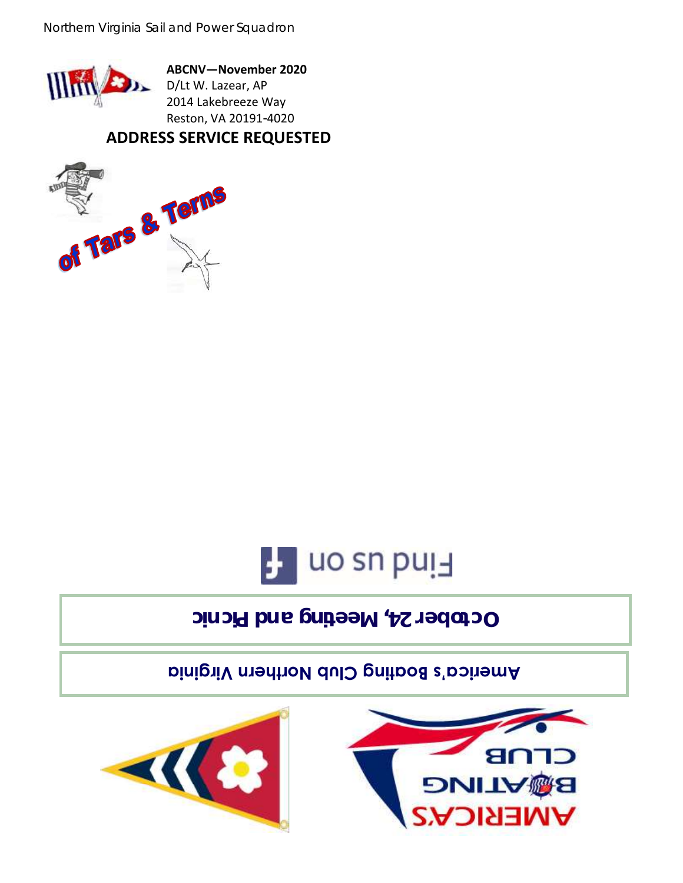Northern Virginia Sail and Power Squadron

**ABCNV—November 2020**
D/Lt W. Lazear, AP
2014 Lakebreeze Way
Reston, VA 20191-4020

**ADDRESS SERVICE REQUESTED**

of Tars & Terns

Find us on

**October 24, Meeting and Picnic**

**America's Boating Club Northern Virginia**

AMERICA'S BOATING CLUB